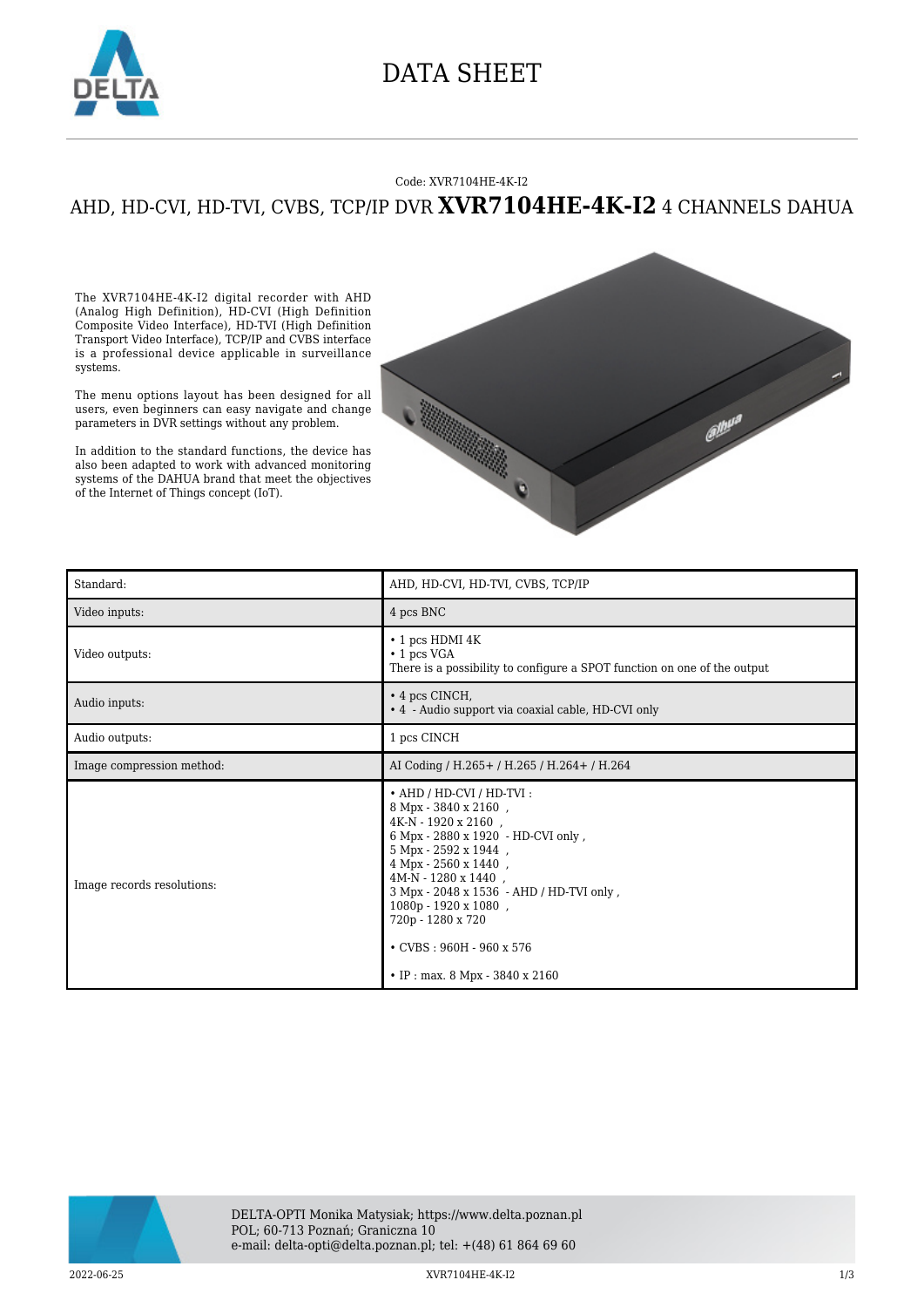# DATA SHEET

Code: XVR7104HE-4K-I2

## AHD, HD-CVI, HD-TVI, CVBS, TCP/IP DVR **XVR7104HE-4K-I2** 4 CHANNELS DAHUA

The XVR7104HE-4K-I2 digital recorder with AHD (Analog High Definition), HD-CVI (High Definition Composite Video Interface), HD-TVI (High Definition Transport Video Interface), TCP/IP and CVBS interface is a professional device applicable in surveillance systems.

The menu options layout has been designed for all users, even beginners can easy navigate and change parameters in DVR settings without any problem.

In addition to the standard functions, the device has also been adapted to work with advanced monitoring systems of the DAHUA brand that meet the objectives of the Internet of Things concept (IoT).

| | |
|---|---|
| Standard: | AHD, HD-CVI, HD-TVI, CVBS, TCP/IP |
| Video inputs: | 4 pcs BNC |
| Video outputs: | • 1 pcs HDMI 4K<br>• 1 pcs VGA<br>There is a possibility to configure a SPOT function on one of the output |
| Audio inputs: | • 4 pcs CINCH,<br>• 4 - Audio support via coaxial cable, HD-CVI only |
| Audio outputs: | 1 pcs CINCH |
| Image compression method: | AI Coding / H.265+ / H.265 / H.264+ / H.264 |
| Image records resolutions: | • AHD / HD-CVI / HD-TVI :<br>8 Mpx - 3840 x 2160 ,<br>4K-N - 1920 x 2160 ,<br>6 Mpx - 2880 x 1920 - HD-CVI only ,<br>5 Mpx - 2592 x 1944 ,<br>4 Mpx - 2560 x 1440 ,<br>4M-N - 1280 x 1440 ,<br>3 Mpx - 2048 x 1536 - AHD / HD-TVI only ,<br>1080p - 1920 x 1080 ,<br>720p - 1280 x 720<br><br>• CVBS : 960H - 960 x 576<br><br>• IP : max. 8 Mpx - 3840 x 2160 |

DELTA-OPTI Monika Matysiak; https://www.delta.poznan.pl
POL; 60-713 Poznań; Graniczna 10
e-mail: delta-opti@delta.poznan.pl; tel: +(48) 61 864 69 60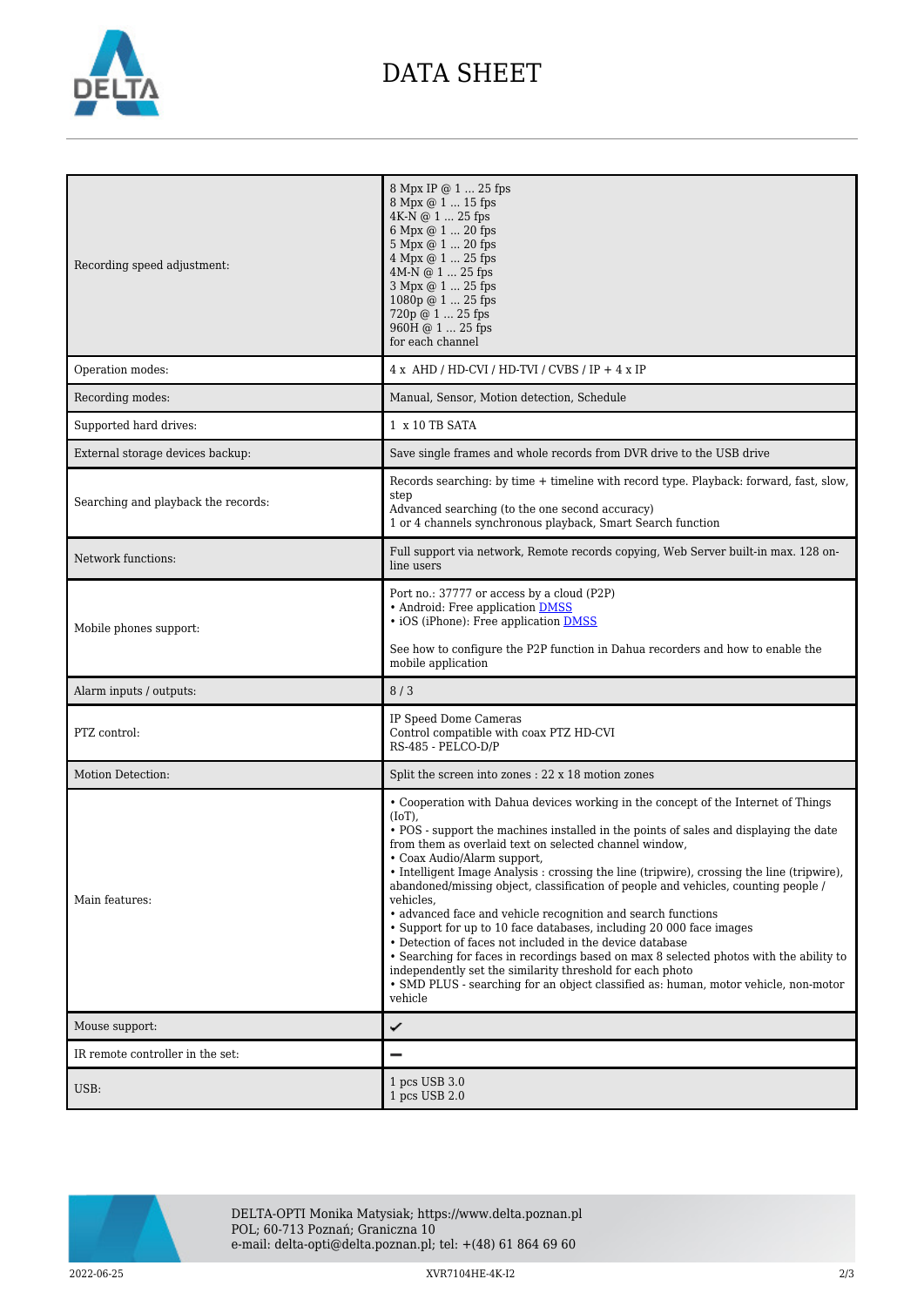| | |
|---|---|
| Recording speed adjustment: | 8 Mpx IP @ 1 ... 25 fps<br>8 Mpx @ 1 ... 15 fps<br>4K-N @ 1 ... 25 fps<br>6 Mpx @ 1 ... 20 fps<br>5 Mpx @ 1 ... 20 fps<br>4 Mpx @ 1 ... 25 fps<br>4M-N @ 1 ... 25 fps<br>3 Mpx @ 1 ... 25 fps<br>1080p @ 1 ... 25 fps<br>720p @ 1 ... 25 fps<br>960H @ 1 ... 25 fps<br>for each channel |
| Operation modes: | 4 x AHD / HD-CVI / HD-TVI / CVBS / IP + 4 x IP |
| Recording modes: | Manual, Sensor, Motion detection, Schedule |
| Supported hard drives: | 1 x 10 TB SATA |
| External storage devices backup: | Save single frames and whole records from DVR drive to the USB drive |
| Searching and playback the records: | Records searching: by time + timeline with record type. Playback: forward, fast, slow, step<br>Advanced searching (to the one second accuracy)<br>1 or 4 channels synchronous playback, Smart Search function |
| Network functions: | Full support via network, Remote records copying, Web Server built-in max. 128 on-line users |
| Mobile phones support: | Port no.: 37777 or access by a cloud (P2P)<br>• Android: Free application DMSS<br>• iOS (iPhone): Free application DMSS<br><br>See how to configure the P2P function in Dahua recorders and how to enable the mobile application |
| Alarm inputs / outputs: | 8 / 3 |
| PTZ control: | IP Speed Dome Cameras<br>Control compatible with coax PTZ HD-CVI<br>RS-485 - PELCO-D/P |
| Motion Detection: | Split the screen into zones : 22 x 18 motion zones |
| Main features: | • Cooperation with Dahua devices working in the concept of the Internet of Things (IoT),<br>• POS - support the machines installed in the points of sales and displaying the date from them as overlaid text on selected channel window,<br>• Coax Audio/Alarm support,<br>• Intelligent Image Analysis : crossing the line (tripwire), crossing the line (tripwire), abandoned/missing object, classification of people and vehicles, counting people / vehicles,<br>• advanced face and vehicle recognition and search functions<br>• Support for up to 10 face databases, including 20 000 face images<br>• Detection of faces not included in the device database<br>• Searching for faces in recordings based on max 8 selected photos with the ability to independently set the similarity threshold for each photo<br>• SMD PLUS - searching for an object classified as: human, motor vehicle, non-motor vehicle |
| Mouse support: | ✔ |
| IR remote controller in the set: | – |
| USB: | 1 pcs USB 3.0<br>1 pcs USB 2.0 |

DELTA-OPTI Monika Matysiak; https://www.delta.poznan.pl
POL; 60-713 Poznań; Graniczna 10
e-mail: delta-opti@delta.poznan.pl; tel: +(48) 61 864 69 60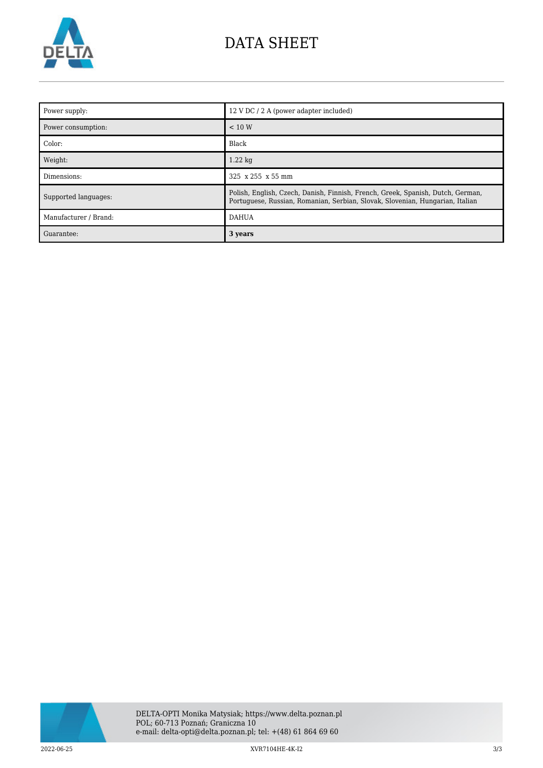# DATA SHEET

| | |
|---|---|
| Power supply: | 12 V DC / 2 A (power adapter included) |
| Power consumption: | < 10 W |
| Color: | Black |
| Weight: | 1.22 kg |
| Dimensions: | 325 x 255 x 55 mm |
| Supported languages: | Polish, English, Czech, Danish, Finnish, French, Greek, Spanish, Dutch, German, Portuguese, Russian, Romanian, Serbian, Slovak, Slovenian, Hungarian, Italian |
| Manufacturer / Brand: | DAHUA |
| Guarantee: | **3 years** |

DELTA-OPTI Monika Matysiak; https://www.delta.poznan.pl
POL; 60-713 Poznań; Graniczna 10
e-mail: delta-opti@delta.poznan.pl; tel: +(48) 61 864 69 60